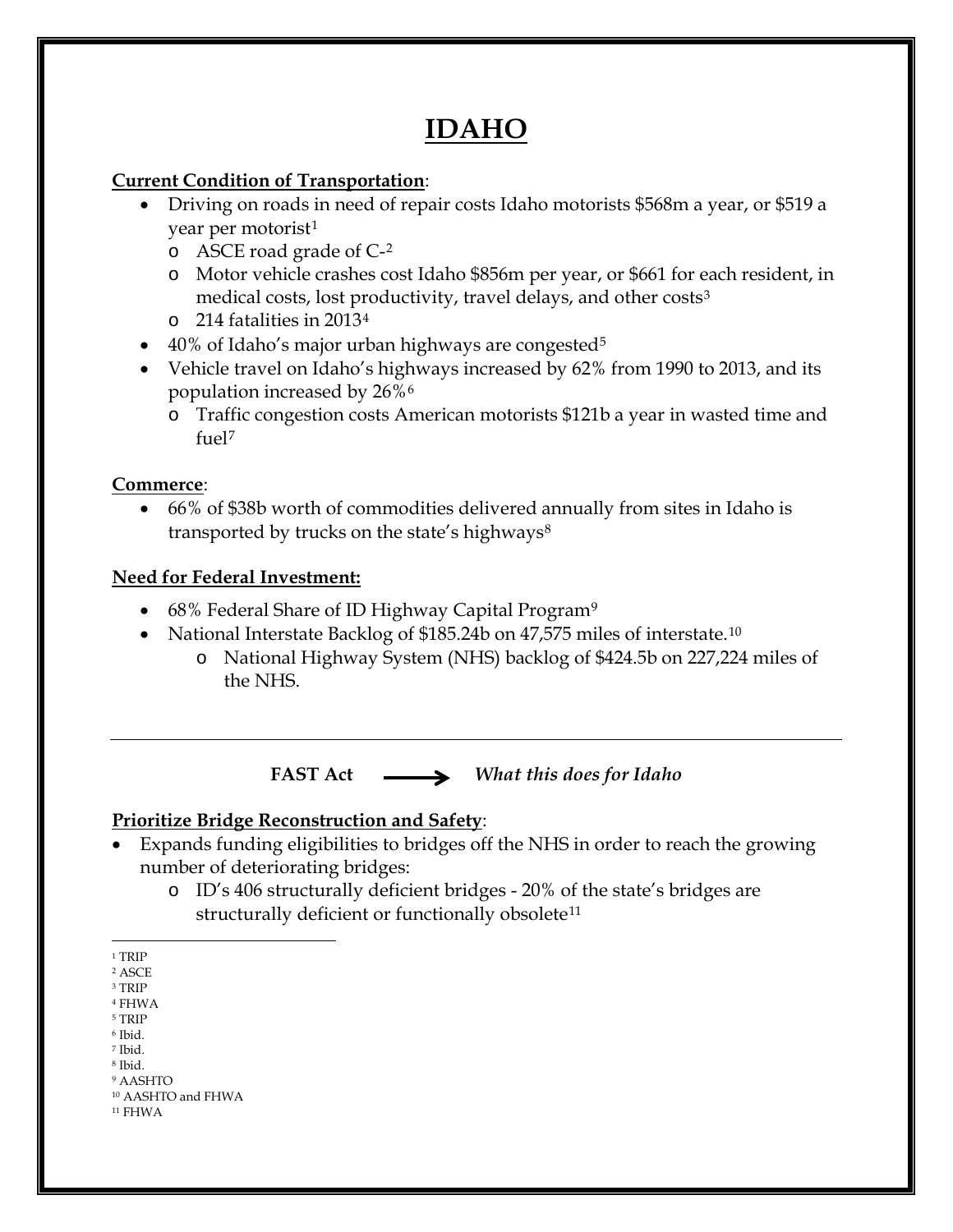# IDAHO

**Current Condition of Transportation**:

- Driving on roads in need of repair costs Idaho motorists $568m a year, or $519 a year per motorist[1]
  - ASCE road grade of C-[2]
  - Motor vehicle crashes cost Idaho $856m per year, or $661 for each resident, in medical costs, lost productivity, travel delays, and other costs[3]
  - 214 fatalities in 2013[4]
- 40% of Idaho's major urban highways are congested[5]
- Vehicle travel on Idaho's highways increased by 62% from 1990 to 2013, and its population increased by 26%[6]
  - Traffic congestion costs American motorists $121b a year in wasted time and fuel[7]

**Commerce**:

- 66% of $38b worth of commodities delivered annually from sites in Idaho is transported by trucks on the state's highways[8]

**Need for Federal Investment:**

- 68% Federal Share of ID Highway Capital Program[9]
- National Interstate Backlog of $185.24b on 47,575 miles of interstate.[10]
  - National Highway System (NHS) backlog of $424.5b on 227,224 miles of the NHS.

---

**FAST Act** ⟶ *What this does for Idaho*

**Prioritize Bridge Reconstruction and Safety**:

- Expands funding eligibilities to bridges off the NHS in order to reach the growing number of deteriorating bridges:
  - ID's 406 structurally deficient bridges - 20% of the state's bridges are structurally deficient or functionally obsolete[11]

---

[1] TRIP
[2] ASCE
[3] TRIP
[4] FHWA
[5] TRIP
[6] Ibid.
[7] Ibid.
[8] Ibid.
[9] AASHTO
[10] AASHTO and FHWA
[11] FHWA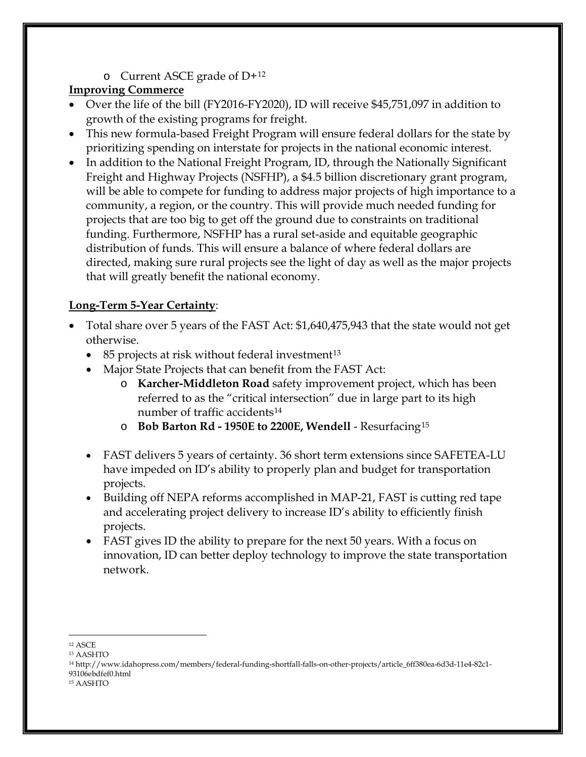- Current ASCE grade of D+[12]

**Improving Commerce**

- Over the life of the bill (FY2016-FY2020), ID will receive $45,751,097 in addition to growth of the existing programs for freight.
- This new formula-based Freight Program will ensure federal dollars for the state by prioritizing spending on interstate for projects in the national economic interest.
- In addition to the National Freight Program, ID, through the Nationally Significant Freight and Highway Projects (NSFHP), a $4.5 billion discretionary grant program, will be able to compete for funding to address major projects of high importance to a community, a region, or the country. This will provide much needed funding for projects that are too big to get off the ground due to constraints on traditional funding. Furthermore, NSFHP has a rural set-aside and equitable geographic distribution of funds. This will ensure a balance of where federal dollars are directed, making sure rural projects see the light of day as well as the major projects that will greatly benefit the national economy.

**Long-Term 5-Year Certainty**:

- Total share over 5 years of the FAST Act: $1,640,475,943 that the state would not get otherwise.
  - 85 projects at risk without federal investment[13]
  - Major State Projects that can benefit from the FAST Act:
    - **Karcher-Middleton Road** safety improvement project, which has been referred to as the "critical intersection" due in large part to its high number of traffic accidents[14]
    - **Bob Barton Rd - 1950E to 2200E, Wendell** - Resurfacing[15]
  - FAST delivers 5 years of certainty. 36 short term extensions since SAFETEA-LU have impeded on ID's ability to properly plan and budget for transportation projects.
  - Building off NEPA reforms accomplished in MAP-21, FAST is cutting red tape and accelerating project delivery to increase ID's ability to efficiently finish projects.
  - FAST gives ID the ability to prepare for the next 50 years. With a focus on innovation, ID can better deploy technology to improve the state transportation network.

---

[12] ASCE
[13] AASHTO
[14] http://www.idahopress.com/members/federal-funding-shortfall-falls-on-other-projects/article_6ff380ea-6d3d-11e4-82c1-93106ebdfef0.html
[15] AASHTO